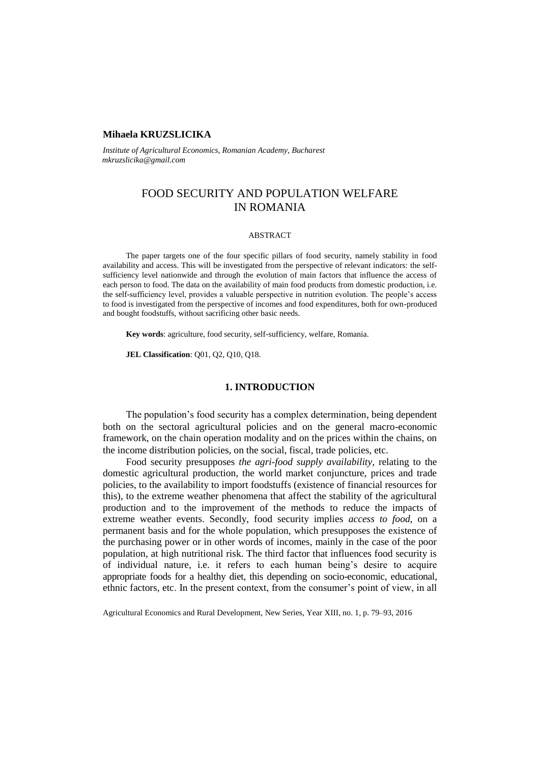**Mihaela KRUZSLICIKA**

*Institute of Agricultural Economics, Romanian Academy, Bucharest*
*mkruzslicika@gmail.com*

# FOOD SECURITY AND POPULATION WELFARE IN ROMANIA

ABSTRACT

The paper targets one of the four specific pillars of food security, namely stability in food availability and access. This will be investigated from the perspective of relevant indicators: the self-sufficiency level nationwide and through the evolution of main factors that influence the access of each person to food. The data on the availability of main food products from domestic production, i.e. the self-sufficiency level, provides a valuable perspective in nutrition evolution. The people's access to food is investigated from the perspective of incomes and food expenditures, both for own-produced and bought foodstuffs, without sacrificing other basic needs.

**Key words**: agriculture, food security, self-sufficiency, welfare, Romania.

**JEL Classification**: Q01, Q2, Q10, Q18.

## 1. INTRODUCTION

The population's food security has a complex determination, being dependent both on the sectoral agricultural policies and on the general macro-economic framework, on the chain operation modality and on the prices within the chains, on the income distribution policies, on the social, fiscal, trade policies, etc.

Food security presupposes *the agri-food supply availability,* relating to the domestic agricultural production, the world market conjuncture, prices and trade policies, to the availability to import foodstuffs (existence of financial resources for this), to the extreme weather phenomena that affect the stability of the agricultural production and to the improvement of the methods to reduce the impacts of extreme weather events. Secondly, food security implies *access to food,* on a permanent basis and for the whole population, which presupposes the existence of the purchasing power or in other words of incomes, mainly in the case of the poor population, at high nutritional risk. The third factor that influences food security is of individual nature, i.e. it refers to each human being's desire to acquire appropriate foods for a healthy diet, this depending on socio-economic, educational, ethnic factors, etc. In the present context, from the consumer's point of view, in all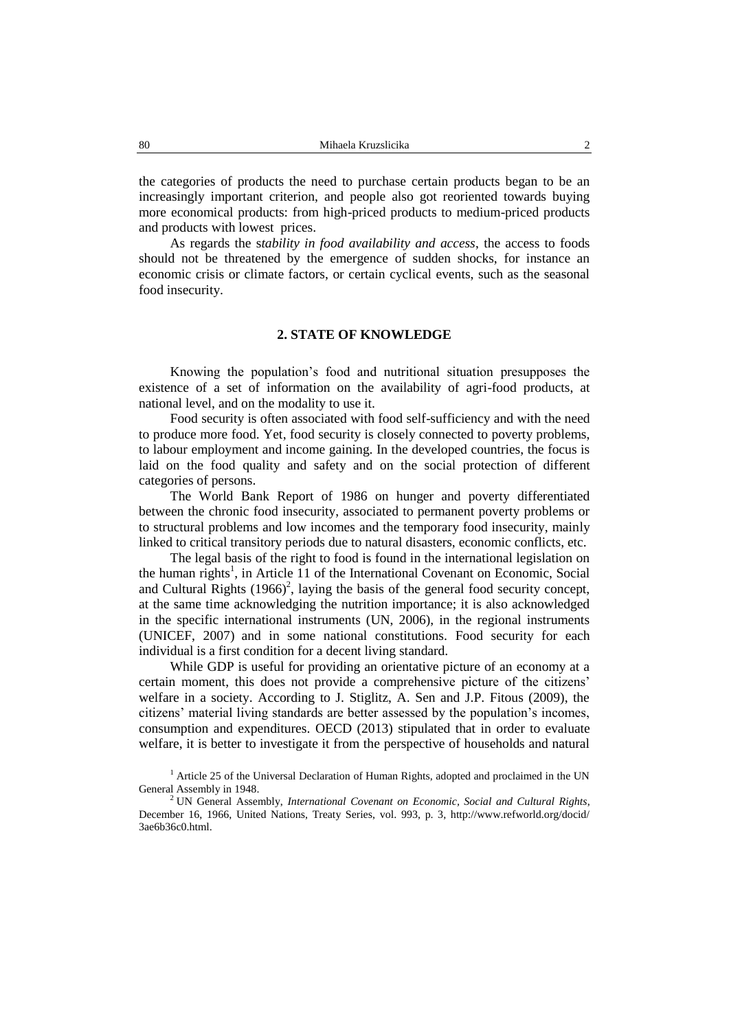the categories of products the need to purchase certain products began to be an increasingly important criterion, and people also got reoriented towards buying more economical products: from high-priced products to medium-priced products and products with lowest prices.

As regards the s*tability in food availability and access*, the access to foods should not be threatened by the emergence of sudden shocks, for instance an economic crisis or climate factors, or certain cyclical events, such as the seasonal food insecurity.

## 2. STATE OF KNOWLEDGE

Knowing the population's food and nutritional situation presupposes the existence of a set of information on the availability of agri-food products, at national level, and on the modality to use it.

Food security is often associated with food self-sufficiency and with the need to produce more food. Yet, food security is closely connected to poverty problems, to labour employment and income gaining. In the developed countries, the focus is laid on the food quality and safety and on the social protection of different categories of persons.

The World Bank Report of 1986 on hunger and poverty differentiated between the chronic food insecurity, associated to permanent poverty problems or to structural problems and low incomes and the temporary food insecurity, mainly linked to critical transitory periods due to natural disasters, economic conflicts, etc.

The legal basis of the right to food is found in the international legislation on the human rights[1], in Article 11 of the International Covenant on Economic, Social and Cultural Rights (1966)[2], laying the basis of the general food security concept, at the same time acknowledging the nutrition importance; it is also acknowledged in the specific international instruments (UN, 2006), in the regional instruments (UNICEF, 2007) and in some national constitutions. Food security for each individual is a first condition for a decent living standard.

While GDP is useful for providing an orientative picture of an economy at a certain moment, this does not provide a comprehensive picture of the citizens' welfare in a society. According to J. Stiglitz, A. Sen and J.P. Fitous (2009), the citizens' material living standards are better assessed by the population's incomes, consumption and expenditures. OECD (2013) stipulated that in order to evaluate welfare, it is better to investigate it from the perspective of households and natural

[1] Article 25 of the Universal Declaration of Human Rights, adopted and proclaimed in the UN General Assembly in 1948.

[2] UN General Assembly, *International Covenant on Economic, Social and Cultural Rights*, December 16, 1966, United Nations, Treaty Series, vol. 993, p. 3, http://www.refworld.org/docid/3ae6b36c0.html.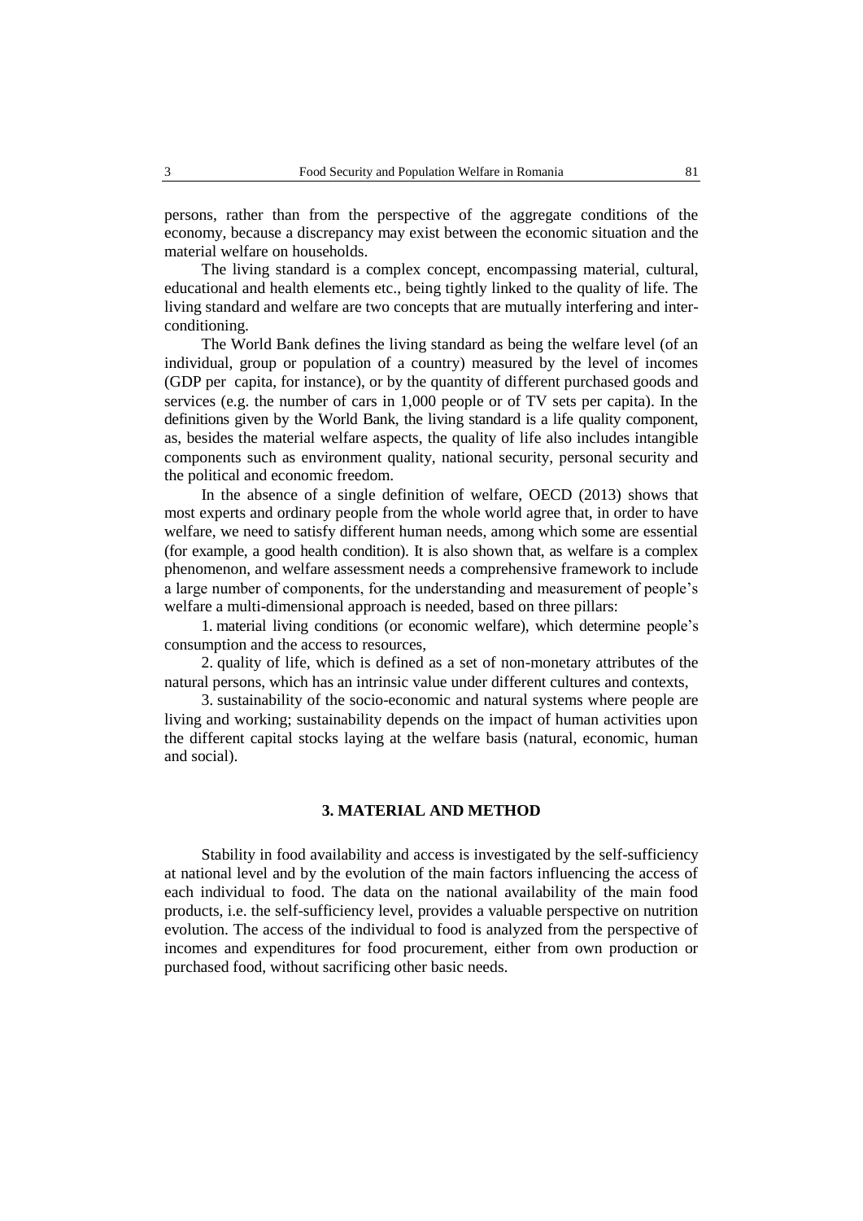persons, rather than from the perspective of the aggregate conditions of the economy, because a discrepancy may exist between the economic situation and the material welfare on households.

The living standard is a complex concept, encompassing material, cultural, educational and health elements etc., being tightly linked to the quality of life. The living standard and welfare are two concepts that are mutually interfering and inter-conditioning.

The World Bank defines the living standard as being the welfare level (of an individual, group or population of a country) measured by the level of incomes (GDP per capita, for instance), or by the quantity of different purchased goods and services (e.g. the number of cars in 1,000 people or of TV sets per capita). In the definitions given by the World Bank, the living standard is a life quality component, as, besides the material welfare aspects, the quality of life also includes intangible components such as environment quality, national security, personal security and the political and economic freedom.

In the absence of a single definition of welfare, OECD (2013) shows that most experts and ordinary people from the whole world agree that, in order to have welfare, we need to satisfy different human needs, among which some are essential (for example, a good health condition). It is also shown that, as welfare is a complex phenomenon, and welfare assessment needs a comprehensive framework to include a large number of components, for the understanding and measurement of people's welfare a multi-dimensional approach is needed, based on three pillars:

1. material living conditions (or economic welfare), which determine people's consumption and the access to resources,

2. quality of life, which is defined as a set of non-monetary attributes of the natural persons, which has an intrinsic value under different cultures and contexts,

3. sustainability of the socio-economic and natural systems where people are living and working; sustainability depends on the impact of human activities upon the different capital stocks laying at the welfare basis (natural, economic, human and social).

## 3. MATERIAL AND METHOD

Stability in food availability and access is investigated by the self-sufficiency at national level and by the evolution of the main factors influencing the access of each individual to food. The data on the national availability of the main food products, i.e. the self-sufficiency level, provides a valuable perspective on nutrition evolution. The access of the individual to food is analyzed from the perspective of incomes and expenditures for food procurement, either from own production or purchased food, without sacrificing other basic needs.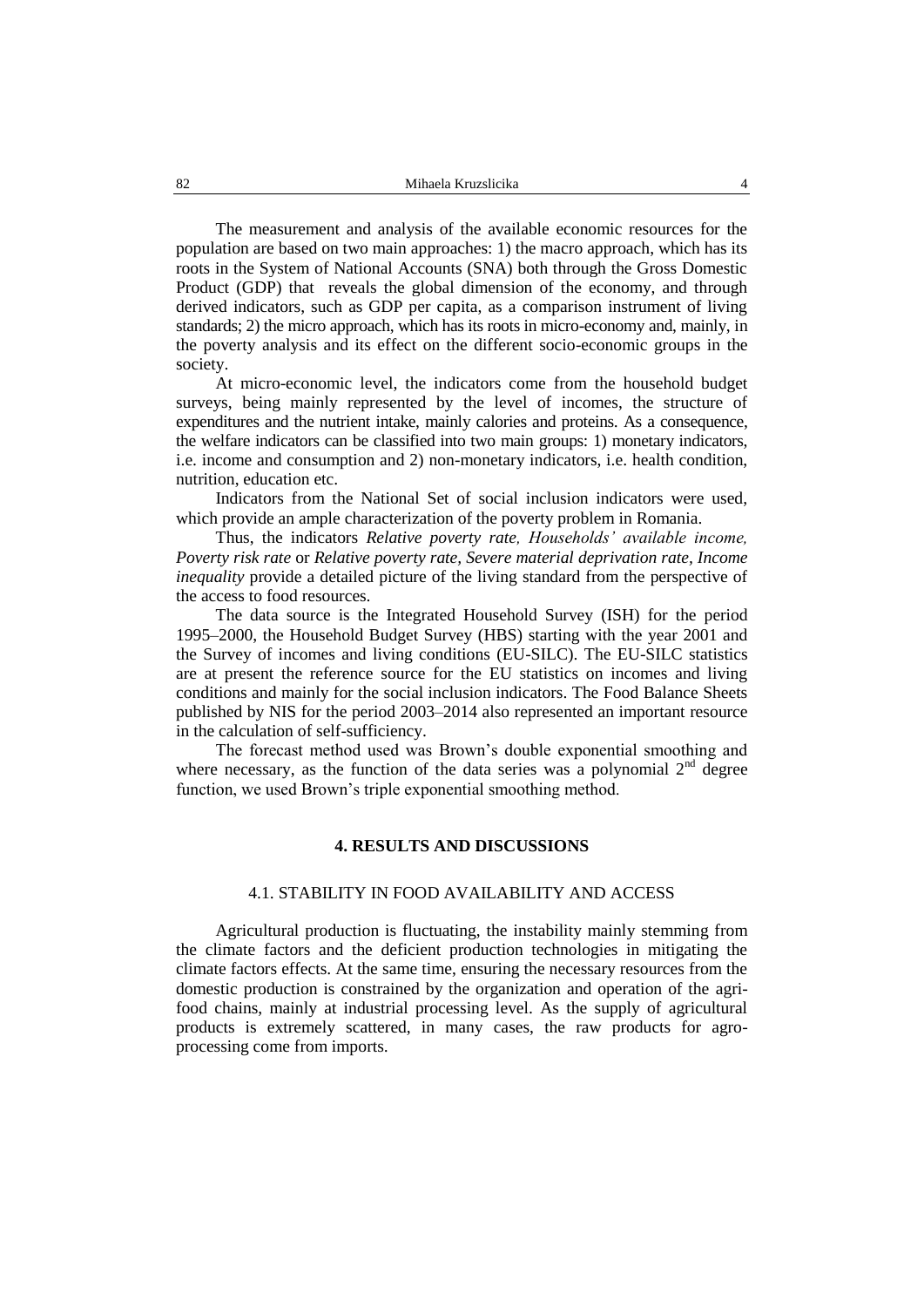The measurement and analysis of the available economic resources for the population are based on two main approaches: 1) the macro approach, which has its roots in the System of National Accounts (SNA) both through the Gross Domestic Product (GDP) that reveals the global dimension of the economy, and through derived indicators, such as GDP per capita, as a comparison instrument of living standards; 2) the micro approach, which has its roots in micro-economy and, mainly, in the poverty analysis and its effect on the different socio-economic groups in the society.

At micro-economic level, the indicators come from the household budget surveys, being mainly represented by the level of incomes, the structure of expenditures and the nutrient intake, mainly calories and proteins. As a consequence, the welfare indicators can be classified into two main groups: 1) monetary indicators, i.e. income and consumption and 2) non-monetary indicators, i.e. health condition, nutrition, education etc.

Indicators from the National Set of social inclusion indicators were used, which provide an ample characterization of the poverty problem in Romania.

Thus, the indicators *Relative poverty rate, Households' available income, Poverty risk rate* or *Relative poverty rate, Severe material deprivation rate, Income inequality* provide a detailed picture of the living standard from the perspective of the access to food resources.

The data source is the Integrated Household Survey (ISH) for the period 1995–2000, the Household Budget Survey (HBS) starting with the year 2001 and the Survey of incomes and living conditions (EU-SILC). The EU-SILC statistics are at present the reference source for the EU statistics on incomes and living conditions and mainly for the social inclusion indicators. The Food Balance Sheets published by NIS for the period 2003–2014 also represented an important resource in the calculation of self-sufficiency.

The forecast method used was Brown's double exponential smoothing and where necessary, as the function of the data series was a polynomial $2^{nd}$ degree function, we used Brown's triple exponential smoothing method.

## 4. RESULTS AND DISCUSSIONS

### 4.1. STABILITY IN FOOD AVAILABILITY AND ACCESS

Agricultural production is fluctuating, the instability mainly stemming from the climate factors and the deficient production technologies in mitigating the climate factors effects. At the same time, ensuring the necessary resources from the domestic production is constrained by the organization and operation of the agri-food chains, mainly at industrial processing level. As the supply of agricultural products is extremely scattered, in many cases, the raw products for agro-processing come from imports.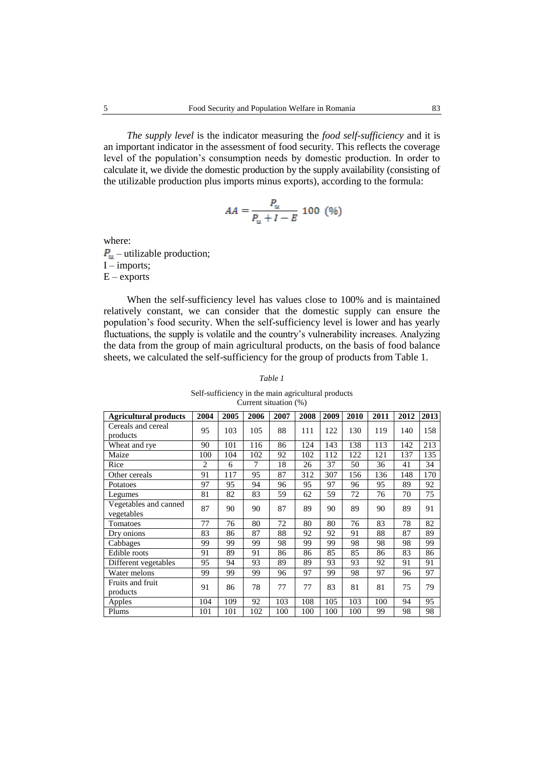*The supply level* is the indicator measuring the *food self-sufficiency* and it is an important indicator in the assessment of food security. This reflects the coverage level of the population's consumption needs by domestic production. In order to calculate it, we divide the domestic production by the supply availability (consisting of the utilizable production plus imports minus exports), according to the formula:

$$AA = \frac{P_u}{P_u + I - E}\ 100\ (\%)$$

where:

$P_u$ – utilizable production;

I – imports;

E – exports

When the self-sufficiency level has values close to 100% and is maintained relatively constant, we can consider that the domestic supply can ensure the population's food security. When the self-sufficiency level is lower and has yearly fluctuations, the supply is volatile and the country's vulnerability increases. Analyzing the data from the group of main agricultural products, on the basis of food balance sheets, we calculated the self-sufficiency for the group of products from Table 1.

*Table 1*

Self-sufficiency in the main agricultural products
Current situation (%)

| Agricultural products | 2004 | 2005 | 2006 | 2007 | 2008 | 2009 | 2010 | 2011 | 2012 | 2013 |
|---|---|---|---|---|---|---|---|---|---|---|
| Cereals and cereal products | 95 | 103 | 105 | 88 | 111 | 122 | 130 | 119 | 140 | 158 |
| Wheat and rye | 90 | 101 | 116 | 86 | 124 | 143 | 138 | 113 | 142 | 213 |
| Maize | 100 | 104 | 102 | 92 | 102 | 112 | 122 | 121 | 137 | 135 |
| Rice | 2 | 6 | 7 | 18 | 26 | 37 | 50 | 36 | 41 | 34 |
| Other cereals | 91 | 117 | 95 | 87 | 312 | 307 | 156 | 136 | 148 | 170 |
| Potatoes | 97 | 95 | 94 | 96 | 95 | 97 | 96 | 95 | 89 | 92 |
| Legumes | 81 | 82 | 83 | 59 | 62 | 59 | 72 | 76 | 70 | 75 |
| Vegetables and canned vegetables | 87 | 90 | 90 | 87 | 89 | 90 | 89 | 90 | 89 | 91 |
| Tomatoes | 77 | 76 | 80 | 72 | 80 | 80 | 76 | 83 | 78 | 82 |
| Dry onions | 83 | 86 | 87 | 88 | 92 | 92 | 91 | 88 | 87 | 89 |
| Cabbages | 99 | 99 | 99 | 98 | 99 | 99 | 98 | 98 | 98 | 99 |
| Edible roots | 91 | 89 | 91 | 86 | 86 | 85 | 85 | 86 | 83 | 86 |
| Different vegetables | 95 | 94 | 93 | 89 | 89 | 93 | 93 | 92 | 91 | 91 |
| Water melons | 99 | 99 | 99 | 96 | 97 | 99 | 98 | 97 | 96 | 97 |
| Fruits and fruit products | 91 | 86 | 78 | 77 | 77 | 83 | 81 | 81 | 75 | 79 |
| Apples | 104 | 109 | 92 | 103 | 108 | 105 | 103 | 100 | 94 | 95 |
| Plums | 101 | 101 | 102 | 100 | 100 | 100 | 100 | 99 | 98 | 98 |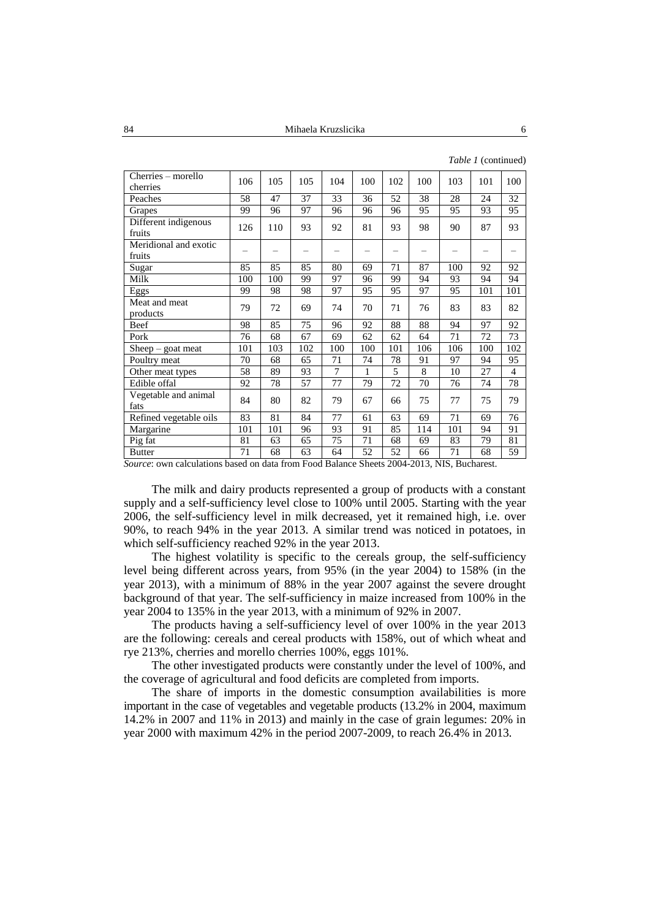*Table 1* (continued)

| | | | | | | | | | | |
|---|---|---|---|---|---|---|---|---|---|---|
| Cherries – morello cherries | 106 | 105 | 105 | 104 | 100 | 102 | 100 | 103 | 101 | 100 |
| Peaches | 58 | 47 | 37 | 33 | 36 | 52 | 38 | 28 | 24 | 32 |
| Grapes | 99 | 96 | 97 | 96 | 96 | 96 | 95 | 95 | 93 | 95 |
| Different indigenous fruits | 126 | 110 | 93 | 92 | 81 | 93 | 98 | 90 | 87 | 93 |
| Meridional and exotic fruits | – | – | – | – | – | – | – | – | – | – |
| Sugar | 85 | 85 | 85 | 80 | 69 | 71 | 87 | 100 | 92 | 92 |
| Milk | 100 | 100 | 99 | 97 | 96 | 99 | 94 | 93 | 94 | 94 |
| Eggs | 99 | 98 | 98 | 97 | 95 | 95 | 97 | 95 | 101 | 101 |
| Meat and meat products | 79 | 72 | 69 | 74 | 70 | 71 | 76 | 83 | 83 | 82 |
| Beef | 98 | 85 | 75 | 96 | 92 | 88 | 88 | 94 | 97 | 92 |
| Pork | 76 | 68 | 67 | 69 | 62 | 62 | 64 | 71 | 72 | 73 |
| Sheep – goat meat | 101 | 103 | 102 | 100 | 100 | 101 | 106 | 106 | 100 | 102 |
| Poultry meat | 70 | 68 | 65 | 71 | 74 | 78 | 91 | 97 | 94 | 95 |
| Other meat types | 58 | 89 | 93 | 7 | 1 | 5 | 8 | 10 | 27 | 4 |
| Edible offal | 92 | 78 | 57 | 77 | 79 | 72 | 70 | 76 | 74 | 78 |
| Vegetable and animal fats | 84 | 80 | 82 | 79 | 67 | 66 | 75 | 77 | 75 | 79 |
| Refined vegetable oils | 83 | 81 | 84 | 77 | 61 | 63 | 69 | 71 | 69 | 76 |
| Margarine | 101 | 101 | 96 | 93 | 91 | 85 | 114 | 101 | 94 | 91 |
| Pig fat | 81 | 63 | 65 | 75 | 71 | 68 | 69 | 83 | 79 | 81 |
| Butter | 71 | 68 | 63 | 64 | 52 | 52 | 66 | 71 | 68 | 59 |

*Source*: own calculations based on data from Food Balance Sheets 2004-2013, NIS, Bucharest.

The milk and dairy products represented a group of products with a constant supply and a self-sufficiency level close to 100% until 2005. Starting with the year 2006, the self-sufficiency level in milk decreased, yet it remained high, i.e. over 90%, to reach 94% in the year 2013. A similar trend was noticed in potatoes, in which self-sufficiency reached 92% in the year 2013.

The highest volatility is specific to the cereals group, the self-sufficiency level being different across years, from 95% (in the year 2004) to 158% (in the year 2013), with a minimum of 88% in the year 2007 against the severe drought background of that year. The self-sufficiency in maize increased from 100% in the year 2004 to 135% in the year 2013, with a minimum of 92% in 2007.

The products having a self-sufficiency level of over 100% in the year 2013 are the following: cereals and cereal products with 158%, out of which wheat and rye 213%, cherries and morello cherries 100%, eggs 101%.

The other investigated products were constantly under the level of 100%, and the coverage of agricultural and food deficits are completed from imports.

The share of imports in the domestic consumption availabilities is more important in the case of vegetables and vegetable products (13.2% in 2004, maximum 14.2% in 2007 and 11% in 2013) and mainly in the case of grain legumes: 20% in year 2000 with maximum 42% in the period 2007-2009, to reach 26.4% in 2013.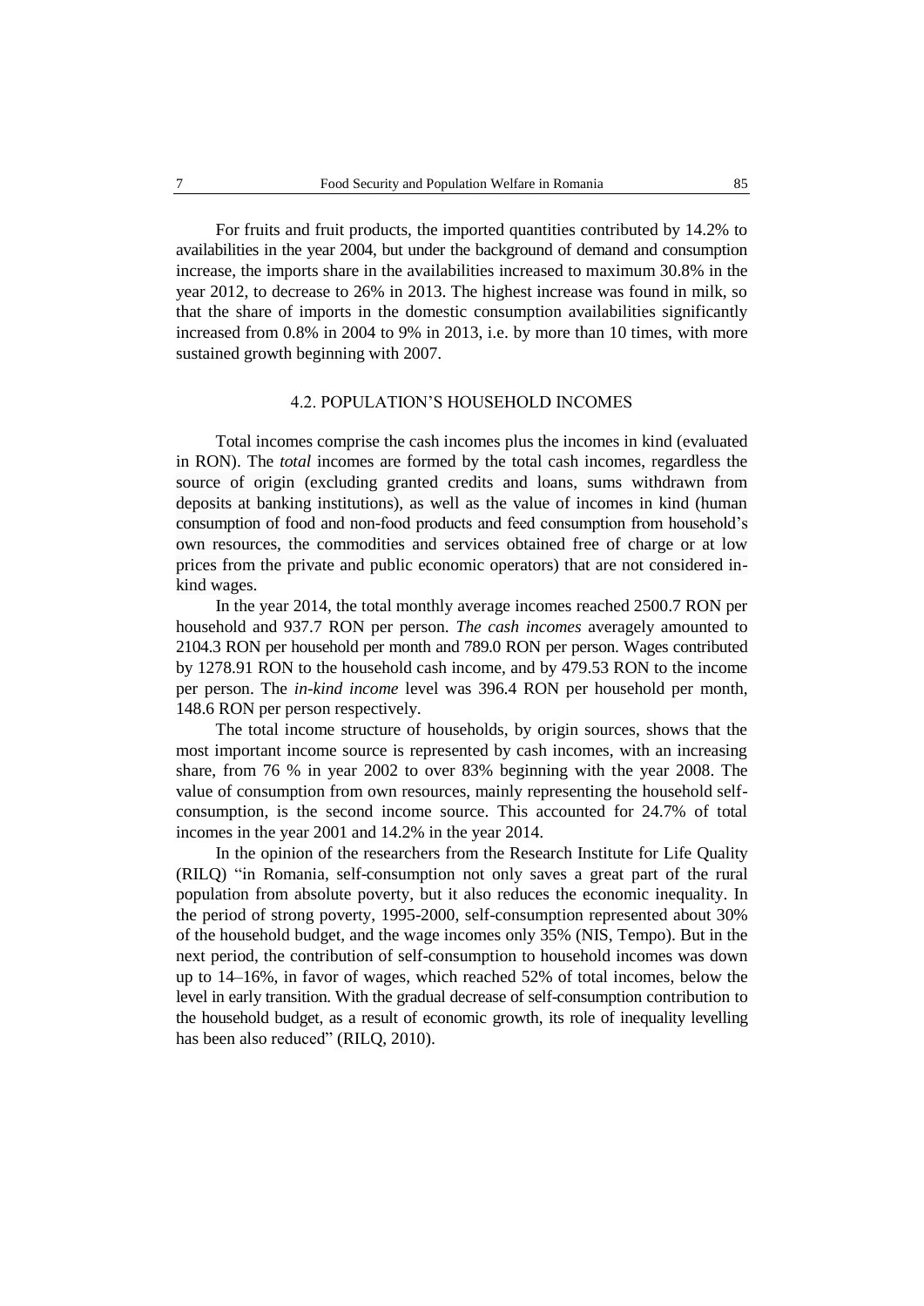For fruits and fruit products, the imported quantities contributed by 14.2% to availabilities in the year 2004, but under the background of demand and consumption increase, the imports share in the availabilities increased to maximum 30.8% in the year 2012, to decrease to 26% in 2013. The highest increase was found in milk, so that the share of imports in the domestic consumption availabilities significantly increased from 0.8% in 2004 to 9% in 2013, i.e. by more than 10 times, with more sustained growth beginning with 2007.

## 4.2. POPULATION'S HOUSEHOLD INCOMES

Total incomes comprise the cash incomes plus the incomes in kind (evaluated in RON). The *total* incomes are formed by the total cash incomes, regardless the source of origin (excluding granted credits and loans, sums withdrawn from deposits at banking institutions), as well as the value of incomes in kind (human consumption of food and non-food products and feed consumption from household's own resources, the commodities and services obtained free of charge or at low prices from the private and public economic operators) that are not considered in-kind wages.

In the year 2014, the total monthly average incomes reached 2500.7 RON per household and 937.7 RON per person. *The cash incomes* averagely amounted to 2104.3 RON per household per month and 789.0 RON per person. Wages contributed by 1278.91 RON to the household cash income, and by 479.53 RON to the income per person. The *in-kind income* level was 396.4 RON per household per month, 148.6 RON per person respectively.

The total income structure of households, by origin sources, shows that the most important income source is represented by cash incomes, with an increasing share, from 76 % in year 2002 to over 83% beginning with the year 2008. The value of consumption from own resources, mainly representing the household self-consumption, is the second income source. This accounted for 24.7% of total incomes in the year 2001 and 14.2% in the year 2014.

In the opinion of the researchers from the Research Institute for Life Quality (RILQ) "in Romania, self-consumption not only saves a great part of the rural population from absolute poverty, but it also reduces the economic inequality. In the period of strong poverty, 1995-2000, self-consumption represented about 30% of the household budget, and the wage incomes only 35% (NIS, Tempo). But in the next period, the contribution of self-consumption to household incomes was down up to 14–16%, in favor of wages, which reached 52% of total incomes, below the level in early transition. With the gradual decrease of self-consumption contribution to the household budget, as a result of economic growth, its role of inequality levelling has been also reduced" (RILQ, 2010).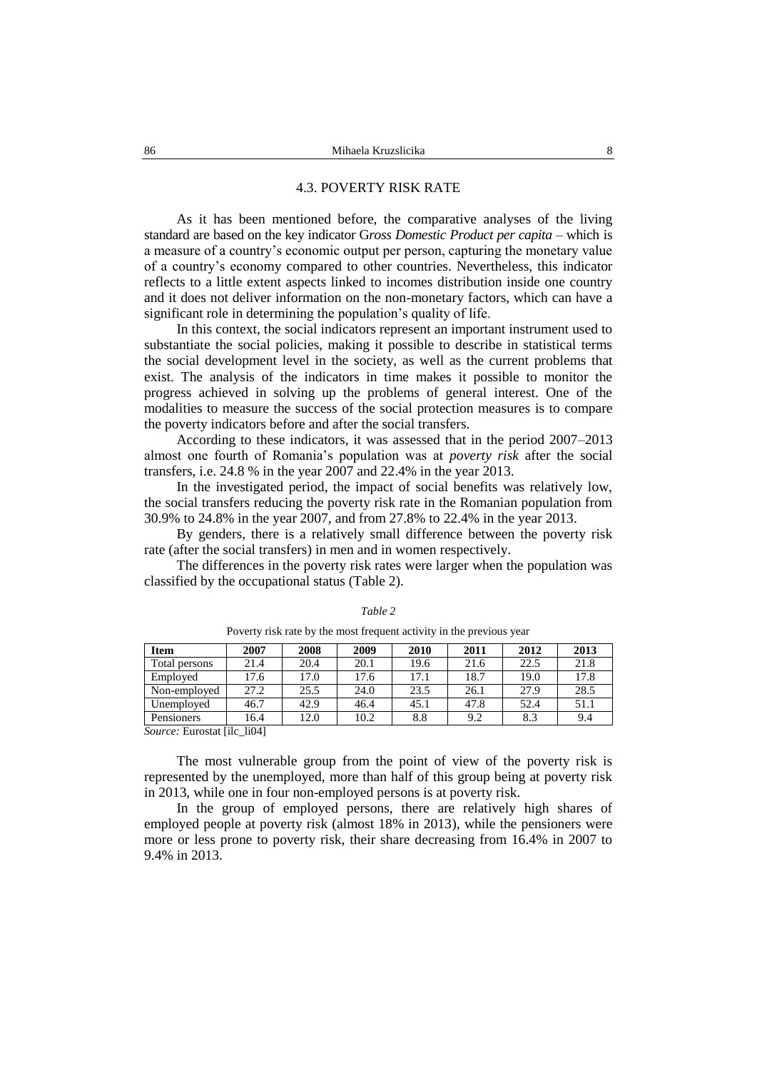### 4.3. POVERTY RISK RATE

As it has been mentioned before, the comparative analyses of the living standard are based on the key indicator G*ross Domestic Product per capita* – which is a measure of a country's economic output per person, capturing the monetary value of a country's economy compared to other countries. Nevertheless, this indicator reflects to a little extent aspects linked to incomes distribution inside one country and it does not deliver information on the non-monetary factors, which can have a significant role in determining the population's quality of life.

In this context, the social indicators represent an important instrument used to substantiate the social policies, making it possible to describe in statistical terms the social development level in the society, as well as the current problems that exist. The analysis of the indicators in time makes it possible to monitor the progress achieved in solving up the problems of general interest. One of the modalities to measure the success of the social protection measures is to compare the poverty indicators before and after the social transfers.

According to these indicators, it was assessed that in the period 2007–2013 almost one fourth of Romania's population was at *poverty risk* after the social transfers, i.e. 24.8 % in the year 2007 and 22.4% in the year 2013.

In the investigated period, the impact of social benefits was relatively low, the social transfers reducing the poverty risk rate in the Romanian population from 30.9% to 24.8% in the year 2007, and from 27.8% to 22.4% in the year 2013.

By genders, there is a relatively small difference between the poverty risk rate (after the social transfers) in men and in women respectively.

The differences in the poverty risk rates were larger when the population was classified by the occupational status (Table 2).

*Table 2*

Poverty risk rate by the most frequent activity in the previous year

| Item | 2007 | 2008 | 2009 | 2010 | 2011 | 2012 | 2013 |
|---|---|---|---|---|---|---|---|
| Total persons | 21.4 | 20.4 | 20.1 | 19.6 | 21.6 | 22.5 | 21.8 |
| Employed | 17.6 | 17.0 | 17.6 | 17.1 | 18.7 | 19.0 | 17.8 |
| Non-employed | 27.2 | 25.5 | 24.0 | 23.5 | 26.1 | 27.9 | 28.5 |
| Unemployed | 46.7 | 42.9 | 46.4 | 45.1 | 47.8 | 52.4 | 51.1 |
| Pensioners | 16.4 | 12.0 | 10.2 | 8.8 | 9.2 | 8.3 | 9.4 |

*Source:* Eurostat [ilc_li04]

The most vulnerable group from the point of view of the poverty risk is represented by the unemployed, more than half of this group being at poverty risk in 2013, while one in four non-employed persons is at poverty risk.

In the group of employed persons, there are relatively high shares of employed people at poverty risk (almost 18% in 2013), while the pensioners were more or less prone to poverty risk, their share decreasing from 16.4% in 2007 to 9.4% in 2013.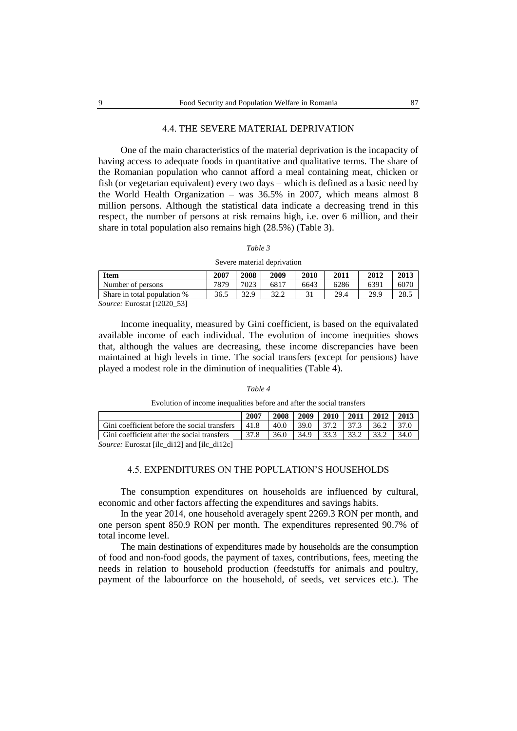### 4.4. THE SEVERE MATERIAL DEPRIVATION

One of the main characteristics of the material deprivation is the incapacity of having access to adequate foods in quantitative and qualitative terms. The share of the Romanian population who cannot afford a meal containing meat, chicken or fish (or vegetarian equivalent) every two days – which is defined as a basic need by the World Health Organization – was 36.5% in 2007, which means almost 8 million persons. Although the statistical data indicate a decreasing trend in this respect, the number of persons at risk remains high, i.e. over 6 million, and their share in total population also remains high (28.5%) (Table 3).

*Table 3*

Severe material deprivation

| Item | 2007 | 2008 | 2009 | 2010 | 2011 | 2012 | 2013 |
|---|---|---|---|---|---|---|---|
| Number of persons | 7879 | 7023 | 6817 | 6643 | 6286 | 6391 | 6070 |
| Share in total population % | 36.5 | 32.9 | 32.2 | 31 | 29.4 | 29.9 | 28.5 |

*Source:* Eurostat [t2020_53]

Income inequality, measured by Gini coefficient, is based on the equivalated available income of each individual. The evolution of income inequities shows that, although the values are decreasing, these income discrepancies have been maintained at high levels in time. The social transfers (except for pensions) have played a modest role in the diminution of inequalities (Table 4).

*Table 4*

Evolution of income inequalities before and after the social transfers

| | 2007 | 2008 | 2009 | 2010 | 2011 | 2012 | 2013 |
|---|---|---|---|---|---|---|---|
| Gini coefficient before the social transfers | 41.8 | 40.0 | 39.0 | 37.2 | 37.3 | 36.2 | 37.0 |
| Gini coefficient after the social transfers | 37.8 | 36.0 | 34.9 | 33.3 | 33.2 | 33.2 | 34.0 |

*Source:* Eurostat [ilc_di12] and [ilc_di12c]

### 4.5. EXPENDITURES ON THE POPULATION'S HOUSEHOLDS

The consumption expenditures on households are influenced by cultural, economic and other factors affecting the expenditures and savings habits.

In the year 2014, one household averagely spent 2269.3 RON per month, and one person spent 850.9 RON per month. The expenditures represented 90.7% of total income level.

The main destinations of expenditures made by households are the consumption of food and non-food goods, the payment of taxes, contributions, fees, meeting the needs in relation to household production (feedstuffs for animals and poultry, payment of the labourforce on the household, of seeds, vet services etc.). The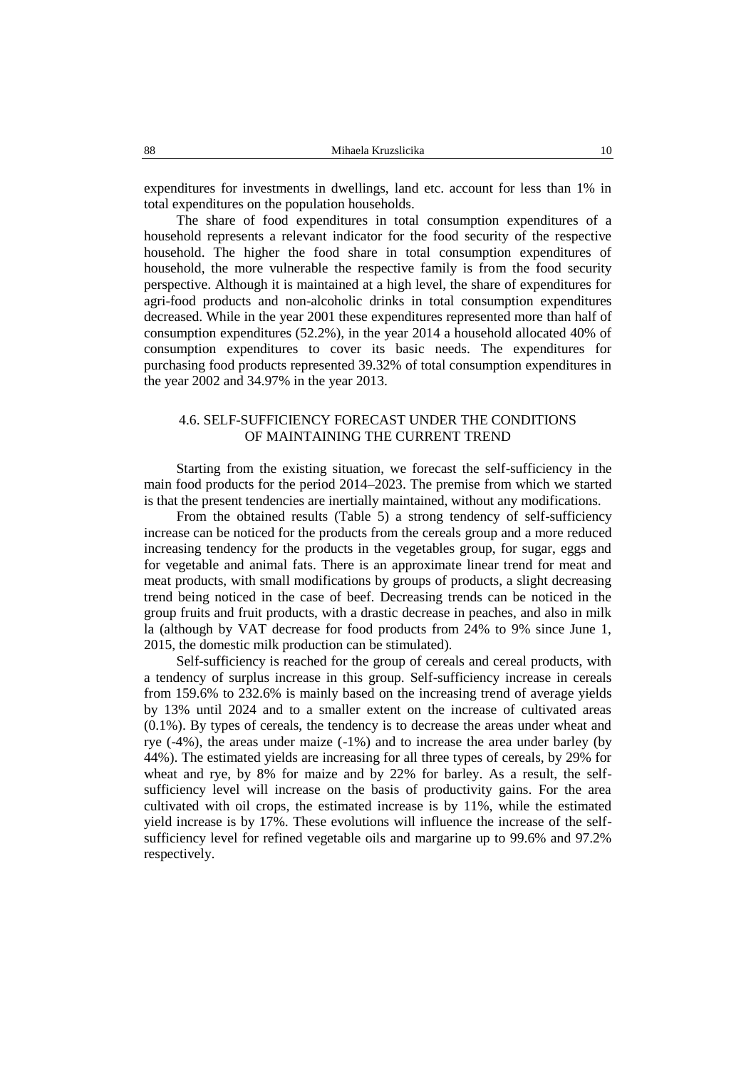expenditures for investments in dwellings, land etc. account for less than 1% in total expenditures on the population households.

The share of food expenditures in total consumption expenditures of a household represents a relevant indicator for the food security of the respective household. The higher the food share in total consumption expenditures of household, the more vulnerable the respective family is from the food security perspective. Although it is maintained at a high level, the share of expenditures for agri-food products and non-alcoholic drinks in total consumption expenditures decreased. While in the year 2001 these expenditures represented more than half of consumption expenditures (52.2%), in the year 2014 a household allocated 40% of consumption expenditures to cover its basic needs. The expenditures for purchasing food products represented 39.32% of total consumption expenditures in the year 2002 and 34.97% in the year 2013.

### 4.6. SELF-SUFFICIENCY FORECAST UNDER THE CONDITIONS OF MAINTAINING THE CURRENT TREND

Starting from the existing situation, we forecast the self-sufficiency in the main food products for the period 2014–2023. The premise from which we started is that the present tendencies are inertially maintained, without any modifications.

From the obtained results (Table 5) a strong tendency of self-sufficiency increase can be noticed for the products from the cereals group and a more reduced increasing tendency for the products in the vegetables group, for sugar, eggs and for vegetable and animal fats. There is an approximate linear trend for meat and meat products, with small modifications by groups of products, a slight decreasing trend being noticed in the case of beef. Decreasing trends can be noticed in the group fruits and fruit products, with a drastic decrease in peaches, and also in milk la (although by VAT decrease for food products from 24% to 9% since June 1, 2015, the domestic milk production can be stimulated).

Self-sufficiency is reached for the group of cereals and cereal products, with a tendency of surplus increase in this group. Self-sufficiency increase in cereals from 159.6% to 232.6% is mainly based on the increasing trend of average yields by 13% until 2024 and to a smaller extent on the increase of cultivated areas (0.1%). By types of cereals, the tendency is to decrease the areas under wheat and rye (-4%), the areas under maize (-1%) and to increase the area under barley (by 44%). The estimated yields are increasing for all three types of cereals, by 29% for wheat and rye, by 8% for maize and by 22% for barley. As a result, the self-sufficiency level will increase on the basis of productivity gains. For the area cultivated with oil crops, the estimated increase is by 11%, while the estimated yield increase is by 17%. These evolutions will influence the increase of the self-sufficiency level for refined vegetable oils and margarine up to 99.6% and 97.2% respectively.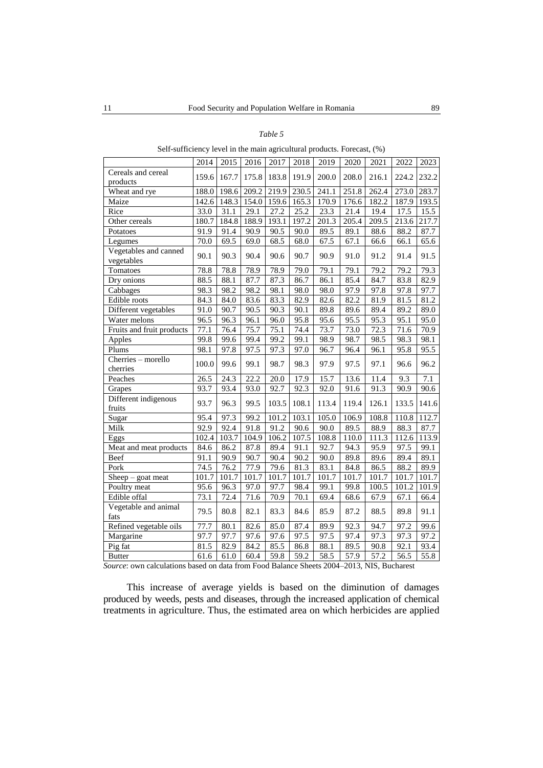*Table 5*

Self-sufficiency level in the main agricultural products. Forecast, (%)

| | 2014 | 2015 | 2016 | 2017 | 2018 | 2019 | 2020 | 2021 | 2022 | 2023 |
|---|---|---|---|---|---|---|---|---|---|---|
| Cereals and cereal products | 159.6 | 167.7 | 175.8 | 183.8 | 191.9 | 200.0 | 208.0 | 216.1 | 224.2 | 232.2 |
| Wheat and rye | 188.0 | 198.6 | 209.2 | 219.9 | 230.5 | 241.1 | 251.8 | 262.4 | 273.0 | 283.7 |
| Maize | 142.6 | 148.3 | 154.0 | 159.6 | 165.3 | 170.9 | 176.6 | 182.2 | 187.9 | 193.5 |
| Rice | 33.0 | 31.1 | 29.1 | 27.2 | 25.2 | 23.3 | 21.4 | 19.4 | 17.5 | 15.5 |
| Other cereals | 180.7 | 184.8 | 188.9 | 193.1 | 197.2 | 201.3 | 205.4 | 209.5 | 213.6 | 217.7 |
| Potatoes | 91.9 | 91.4 | 90.9 | 90.5 | 90.0 | 89.5 | 89.1 | 88.6 | 88.2 | 87.7 |
| Legumes | 70.0 | 69.5 | 69.0 | 68.5 | 68.0 | 67.5 | 67.1 | 66.6 | 66.1 | 65.6 |
| Vegetables and canned vegetables | 90.1 | 90.3 | 90.4 | 90.6 | 90.7 | 90.9 | 91.0 | 91.2 | 91.4 | 91.5 |
| Tomatoes | 78.8 | 78.8 | 78.9 | 78.9 | 79.0 | 79.1 | 79.1 | 79.2 | 79.2 | 79.3 |
| Dry onions | 88.5 | 88.1 | 87.7 | 87.3 | 86.7 | 86.1 | 85.4 | 84.7 | 83.8 | 82.9 |
| Cabbages | 98.3 | 98.2 | 98.2 | 98.1 | 98.0 | 98.0 | 97.9 | 97.8 | 97.8 | 97.7 |
| Edible roots | 84.3 | 84.0 | 83.6 | 83.3 | 82.9 | 82.6 | 82.2 | 81.9 | 81.5 | 81.2 |
| Different vegetables | 91.0 | 90.7 | 90.5 | 90.3 | 90.1 | 89.8 | 89.6 | 89.4 | 89.2 | 89.0 |
| Water melons | 96.5 | 96.3 | 96.1 | 96.0 | 95.8 | 95.6 | 95.5 | 95.3 | 95.1 | 95.0 |
| Fruits and fruit products | 77.1 | 76.4 | 75.7 | 75.1 | 74.4 | 73.7 | 73.0 | 72.3 | 71.6 | 70.9 |
| Apples | 99.8 | 99.6 | 99.4 | 99.2 | 99.1 | 98.9 | 98.7 | 98.5 | 98.3 | 98.1 |
| Plums | 98.1 | 97.8 | 97.5 | 97.3 | 97.0 | 96.7 | 96.4 | 96.1 | 95.8 | 95.5 |
| Cherries – morello cherries | 100.0 | 99.6 | 99.1 | 98.7 | 98.3 | 97.9 | 97.5 | 97.1 | 96.6 | 96.2 |
| Peaches | 26.5 | 24.3 | 22.2 | 20.0 | 17.9 | 15.7 | 13.6 | 11.4 | 9.3 | 7.1 |
| Grapes | 93.7 | 93.4 | 93.0 | 92.7 | 92.3 | 92.0 | 91.6 | 91.3 | 90.9 | 90.6 |
| Different indigenous fruits | 93.7 | 96.3 | 99.5 | 103.5 | 108.1 | 113.4 | 119.4 | 126.1 | 133.5 | 141.6 |
| Sugar | 95.4 | 97.3 | 99.2 | 101.2 | 103.1 | 105.0 | 106.9 | 108.8 | 110.8 | 112.7 |
| Milk | 92.9 | 92.4 | 91.8 | 91.2 | 90.6 | 90.0 | 89.5 | 88.9 | 88.3 | 87.7 |
| Eggs | 102.4 | 103.7 | 104.9 | 106.2 | 107.5 | 108.8 | 110.0 | 111.3 | 112.6 | 113.9 |
| Meat and meat products | 84.6 | 86.2 | 87.8 | 89.4 | 91.1 | 92.7 | 94.3 | 95.9 | 97.5 | 99.1 |
| Beef | 91.1 | 90.9 | 90.7 | 90.4 | 90.2 | 90.0 | 89.8 | 89.6 | 89.4 | 89.1 |
| Pork | 74.5 | 76.2 | 77.9 | 79.6 | 81.3 | 83.1 | 84.8 | 86.5 | 88.2 | 89.9 |
| Sheep – goat meat | 101.7 | 101.7 | 101.7 | 101.7 | 101.7 | 101.7 | 101.7 | 101.7 | 101.7 | 101.7 |
| Poultry meat | 95.6 | 96.3 | 97.0 | 97.7 | 98.4 | 99.1 | 99.8 | 100.5 | 101.2 | 101.9 |
| Edible offal | 73.1 | 72.4 | 71.6 | 70.9 | 70.1 | 69.4 | 68.6 | 67.9 | 67.1 | 66.4 |
| Vegetable and animal fats | 79.5 | 80.8 | 82.1 | 83.3 | 84.6 | 85.9 | 87.2 | 88.5 | 89.8 | 91.1 |
| Refined vegetable oils | 77.7 | 80.1 | 82.6 | 85.0 | 87.4 | 89.9 | 92.3 | 94.7 | 97.2 | 99.6 |
| Margarine | 97.7 | 97.7 | 97.6 | 97.6 | 97.5 | 97.5 | 97.4 | 97.3 | 97.3 | 97.2 |
| Pig fat | 81.5 | 82.9 | 84.2 | 85.5 | 86.8 | 88.1 | 89.5 | 90.8 | 92.1 | 93.4 |
| Butter | 61.6 | 61.0 | 60.4 | 59.8 | 59.2 | 58.5 | 57.9 | 57.2 | 56.5 | 55.8 |

*Source*: own calculations based on data from Food Balance Sheets 2004–2013, NIS, Bucharest

This increase of average yields is based on the diminution of damages produced by weeds, pests and diseases, through the increased application of chemical treatments in agriculture. Thus, the estimated area on which herbicides are applied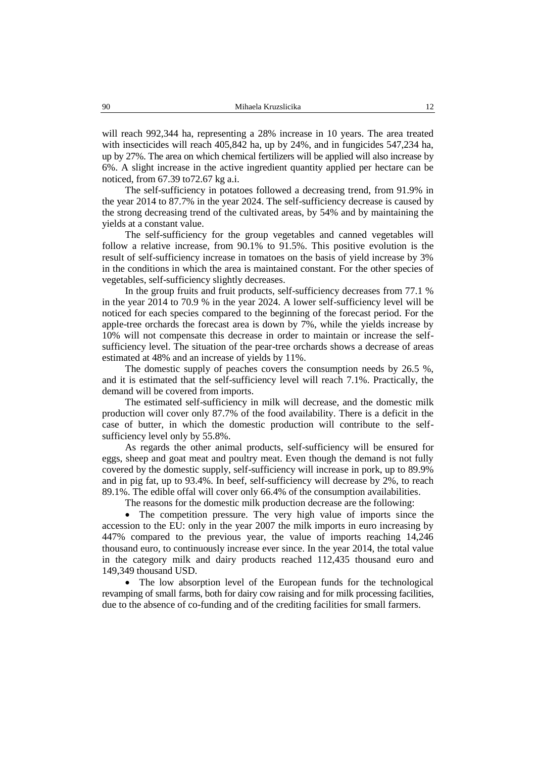will reach 992,344 ha, representing a 28% increase in 10 years. The area treated with insecticides will reach 405,842 ha, up by 24%, and in fungicides 547,234 ha, up by 27%. The area on which chemical fertilizers will be applied will also increase by 6%. A slight increase in the active ingredient quantity applied per hectare can be noticed, from 67.39 to72.67 kg a.i.

The self-sufficiency in potatoes followed a decreasing trend, from 91.9% in the year 2014 to 87.7% in the year 2024. The self-sufficiency decrease is caused by the strong decreasing trend of the cultivated areas, by 54% and by maintaining the yields at a constant value.

The self-sufficiency for the group vegetables and canned vegetables will follow a relative increase, from 90.1% to 91.5%. This positive evolution is the result of self-sufficiency increase in tomatoes on the basis of yield increase by 3% in the conditions in which the area is maintained constant. For the other species of vegetables, self-sufficiency slightly decreases.

In the group fruits and fruit products, self-sufficiency decreases from 77.1 % in the year 2014 to 70.9 % in the year 2024. A lower self-sufficiency level will be noticed for each species compared to the beginning of the forecast period. For the apple-tree orchards the forecast area is down by 7%, while the yields increase by 10% will not compensate this decrease in order to maintain or increase the self-sufficiency level. The situation of the pear-tree orchards shows a decrease of areas estimated at 48% and an increase of yields by 11%.

The domestic supply of peaches covers the consumption needs by 26.5 %, and it is estimated that the self-sufficiency level will reach 7.1%. Practically, the demand will be covered from imports.

The estimated self-sufficiency in milk will decrease, and the domestic milk production will cover only 87.7% of the food availability. There is a deficit in the case of butter, in which the domestic production will contribute to the self-sufficiency level only by 55.8%.

As regards the other animal products, self-sufficiency will be ensured for eggs, sheep and goat meat and poultry meat. Even though the demand is not fully covered by the domestic supply, self-sufficiency will increase in pork, up to 89.9% and in pig fat, up to 93.4%. In beef, self-sufficiency will decrease by 2%, to reach 89.1%. The edible offal will cover only 66.4% of the consumption availabilities.

The reasons for the domestic milk production decrease are the following:

- The competition pressure. The very high value of imports since the accession to the EU: only in the year 2007 the milk imports in euro increasing by 447% compared to the previous year, the value of imports reaching 14,246 thousand euro, to continuously increase ever since. In the year 2014, the total value in the category milk and dairy products reached 112,435 thousand euro and 149,349 thousand USD.
- The low absorption level of the European funds for the technological revamping of small farms, both for dairy cow raising and for milk processing facilities, due to the absence of co-funding and of the crediting facilities for small farmers.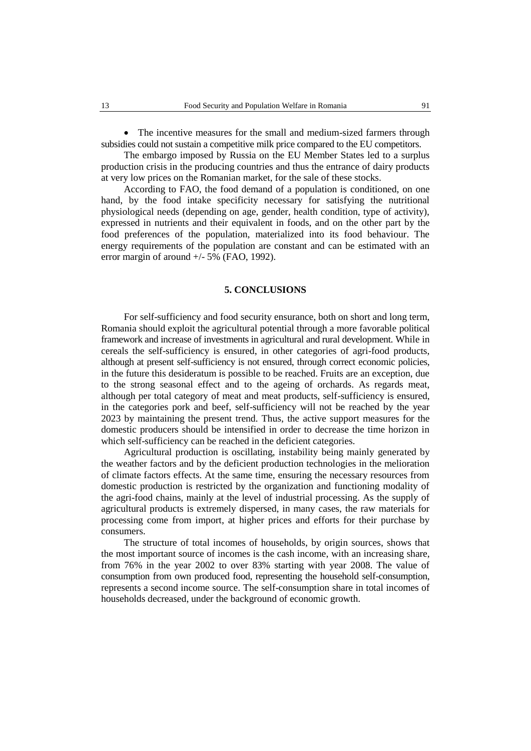- The incentive measures for the small and medium-sized farmers through subsidies could not sustain a competitive milk price compared to the EU competitors.

The embargo imposed by Russia on the EU Member States led to a surplus production crisis in the producing countries and thus the entrance of dairy products at very low prices on the Romanian market, for the sale of these stocks.

According to FAO, the food demand of a population is conditioned, on one hand, by the food intake specificity necessary for satisfying the nutritional physiological needs (depending on age, gender, health condition, type of activity), expressed in nutrients and their equivalent in foods, and on the other part by the food preferences of the population, materialized into its food behaviour. The energy requirements of the population are constant and can be estimated with an error margin of around +/- 5% (FAO, 1992).

## 5. CONCLUSIONS

For self-sufficiency and food security ensurance, both on short and long term, Romania should exploit the agricultural potential through a more favorable political framework and increase of investments in agricultural and rural development. While in cereals the self-sufficiency is ensured, in other categories of agri-food products, although at present self-sufficiency is not ensured, through correct economic policies, in the future this desideratum is possible to be reached. Fruits are an exception, due to the strong seasonal effect and to the ageing of orchards. As regards meat, although per total category of meat and meat products, self-sufficiency is ensured, in the categories pork and beef, self-sufficiency will not be reached by the year 2023 by maintaining the present trend. Thus, the active support measures for the domestic producers should be intensified in order to decrease the time horizon in which self-sufficiency can be reached in the deficient categories.

Agricultural production is oscillating, instability being mainly generated by the weather factors and by the deficient production technologies in the melioration of climate factors effects. At the same time, ensuring the necessary resources from domestic production is restricted by the organization and functioning modality of the agri-food chains, mainly at the level of industrial processing. As the supply of agricultural products is extremely dispersed, in many cases, the raw materials for processing come from import, at higher prices and efforts for their purchase by consumers.

The structure of total incomes of households, by origin sources, shows that the most important source of incomes is the cash income, with an increasing share, from 76% in the year 2002 to over 83% starting with year 2008. The value of consumption from own produced food, representing the household self-consumption, represents a second income source. The self-consumption share in total incomes of households decreased, under the background of economic growth.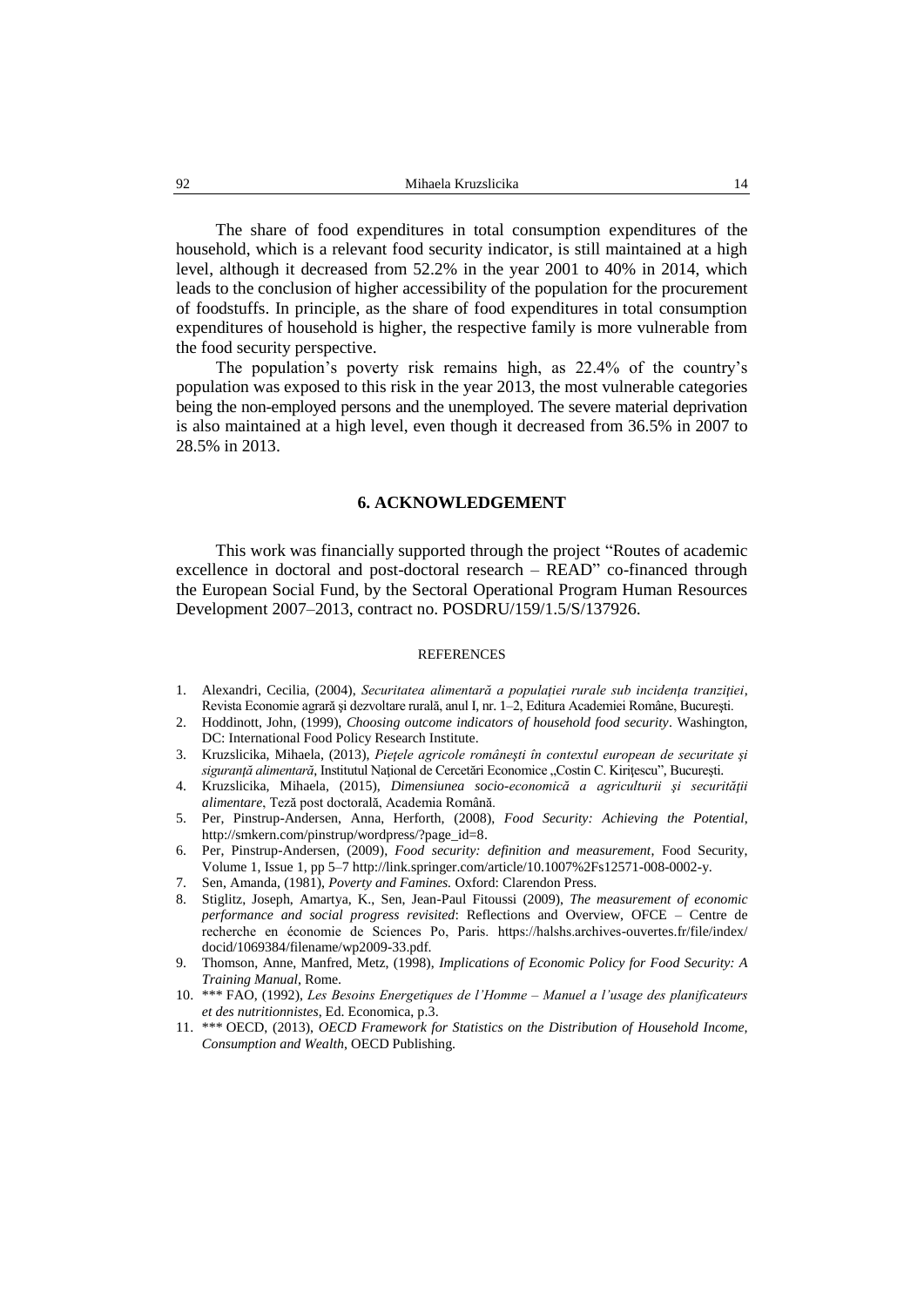The share of food expenditures in total consumption expenditures of the household, which is a relevant food security indicator, is still maintained at a high level, although it decreased from 52.2% in the year 2001 to 40% in 2014, which leads to the conclusion of higher accessibility of the population for the procurement of foodstuffs. In principle, as the share of food expenditures in total consumption expenditures of household is higher, the respective family is more vulnerable from the food security perspective.

The population's poverty risk remains high, as 22.4% of the country's population was exposed to this risk in the year 2013, the most vulnerable categories being the non-employed persons and the unemployed. The severe material deprivation is also maintained at a high level, even though it decreased from 36.5% in 2007 to 28.5% in 2013.

## 6. ACKNOWLEDGEMENT

This work was financially supported through the project "Routes of academic excellence in doctoral and post-doctoral research – READ" co-financed through the European Social Fund, by the Sectoral Operational Program Human Resources Development 2007–2013, contract no. POSDRU/159/1.5/S/137926.

## REFERENCES

1. Alexandri, Cecilia, (2004), *Securitatea alimentară a populaţiei rurale sub incidenţa tranziţiei*, Revista Economie agrară şi dezvoltare rurală, anul I, nr. 1–2, Editura Academiei Române, Bucureşti.
2. Hoddinott, John, (1999), *Choosing outcome indicators of household food security*. Washington, DC: International Food Policy Research Institute.
3. Kruzslicika, Mihaela, (2013), *Pieţele agricole româneşti în contextul european de securitate şi siguranţă alimentară*, Institutul Naţional de Cercetări Economice „Costin C. Kiriţescu", Bucureşti.
4. Kruzslicika, Mihaela, (2015), *Dimensiunea socio-economică a agriculturii şi securităţii alimentare*, Teză post doctorală, Academia Română.
5. Per, Pinstrup-Andersen, Anna, Herforth, (2008), *Food Security: Achieving the Potential*, http://smkern.com/pinstrup/wordpress/?page_id=8.
6. Per, Pinstrup-Andersen, (2009), *Food security: definition and measurement*, Food Security, Volume 1, Issue 1, pp 5–7 http://link.springer.com/article/10.1007%2Fs12571-008-0002-y.
7. Sen, Amanda, (1981), *Poverty and Famines.* Oxford: Clarendon Press.
8. Stiglitz, Joseph, Amartya, K., Sen, Jean-Paul Fitoussi (2009), *The measurement of economic performance and social progress revisited*: Reflections and Overview, OFCE – Centre de recherche en économie de Sciences Po, Paris. https://halshs.archives-ouvertes.fr/file/index/docid/1069384/filename/wp2009-33.pdf.
9. Thomson, Anne, Manfred, Metz, (1998), *Implications of Economic Policy for Food Security: A Training Manual*, Rome.
10. *** FAO, (1992), *Les Besoins Energetiques de l'Homme – Manuel a l'usage des planificateurs et des nutritionnistes*, Ed. Economica, p.3.
11. *** OECD, (2013), *OECD Framework for Statistics on the Distribution of Household Income, Consumption and Wealth*, OECD Publishing.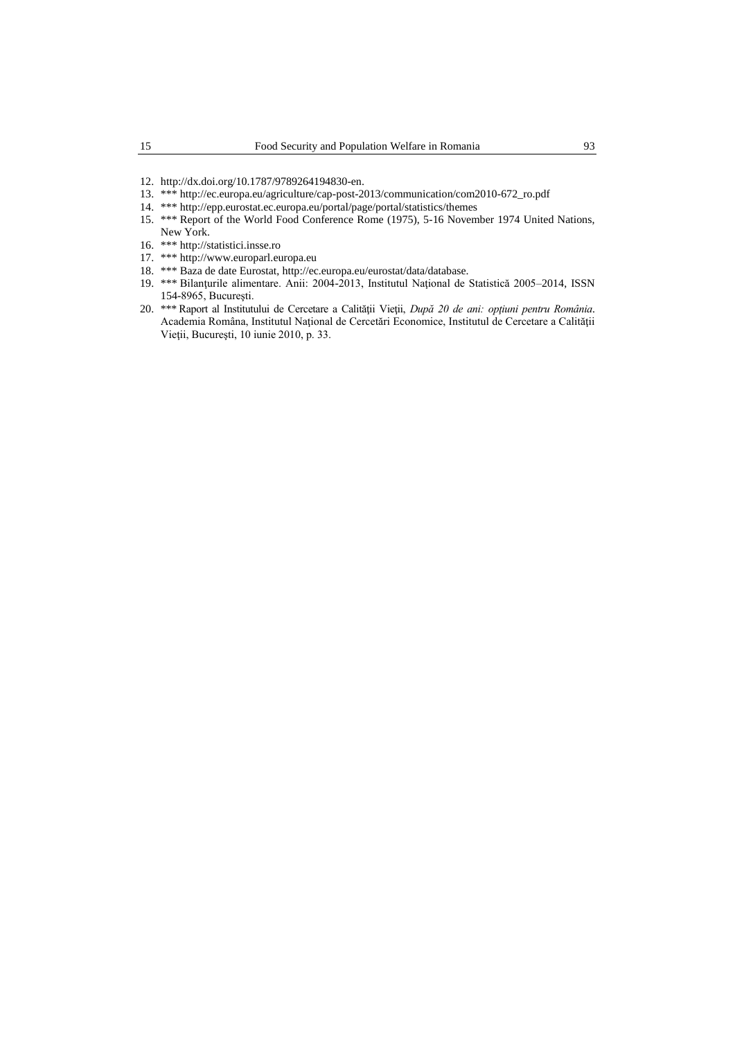12. http://dx.doi.org/10.1787/9789264194830-en.
13. *** http://ec.europa.eu/agriculture/cap-post-2013/communication/com2010-672_ro.pdf
14. *** http://epp.eurostat.ec.europa.eu/portal/page/portal/statistics/themes
15. *** Report of the World Food Conference Rome (1975), 5-16 November 1974 United Nations, New York.
16. *** http://statistici.insse.ro
17. *** http://www.europarl.europa.eu
18. *** Baza de date Eurostat, http://ec.europa.eu/eurostat/data/database.
19. *** Bilanţurile alimentare. Anii: 2004-2013, Institutul Naţional de Statistică 2005–2014, ISSN 154-8965, Bucureşti.
20. *** Raport al Institutului de Cercetare a Calităţii Vieţii, *După 20 de ani: opţiuni pentru România*. Academia Româna, Institutul Naţional de Cercetări Economice, Institutul de Cercetare a Calităţii Vieţii, Bucureşti, 10 iunie 2010, p. 33.